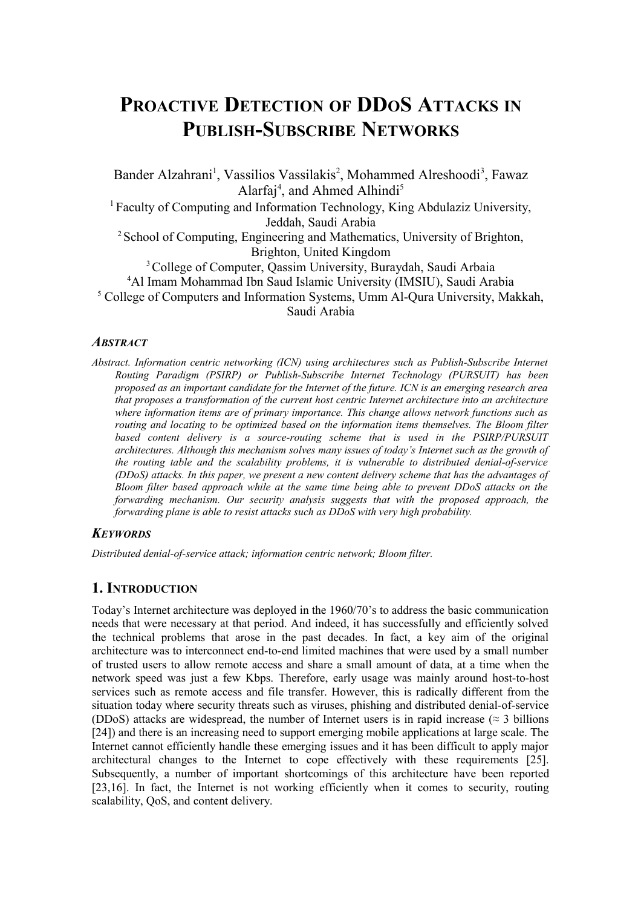# PROACTIVE DETECTION OF DDOS ATTACKS IN PUBLISH-SUBSCRIBE NETWORKS

Bander Alzahrani[1], Vassilios Vassilakis[2], Mohammed Alreshoodi[3], Fawaz Alarfaj[4], and Ahmed Alhindi[5]

[1] Faculty of Computing and Information Technology, King Abdulaziz University, Jeddah, Saudi Arabia

[2] School of Computing, Engineering and Mathematics, University of Brighton, Brighton, United Kingdom

[3] College of Computer, Qassim University, Buraydah, Saudi Arbaia

[4] Al Imam Mohammad Ibn Saud Islamic University (IMSIU), Saudi Arabia

[5] College of Computers and Information Systems, Umm Al-Qura University, Makkah, Saudi Arabia

## ABSTRACT

*Abstract. Information centric networking (ICN) using architectures such as Publish-Subscribe Internet Routing Paradigm (PSIRP) or Publish-Subscribe Internet Technology (PURSUIT) has been proposed as an important candidate for the Internet of the future. ICN is an emerging research area that proposes a transformation of the current host centric Internet architecture into an architecture where information items are of primary importance. This change allows network functions such as routing and locating to be optimized based on the information items themselves. The Bloom filter based content delivery is a source-routing scheme that is used in the PSIRP/PURSUIT architectures. Although this mechanism solves many issues of today's Internet such as the growth of the routing table and the scalability problems, it is vulnerable to distributed denial-of-service (DDoS) attacks. In this paper, we present a new content delivery scheme that has the advantages of Bloom filter based approach while at the same time being able to prevent DDoS attacks on the forwarding mechanism. Our security analysis suggests that with the proposed approach, the forwarding plane is able to resist attacks such as DDoS with very high probability.*

## KEYWORDS

*Distributed denial-of-service attack; information centric network; Bloom filter.*

## 1. INTRODUCTION

Today's Internet architecture was deployed in the 1960/70's to address the basic communication needs that were necessary at that period. And indeed, it has successfully and efficiently solved the technical problems that arose in the past decades. In fact, a key aim of the original architecture was to interconnect end-to-end limited machines that were used by a small number of trusted users to allow remote access and share a small amount of data, at a time when the network speed was just a few Kbps. Therefore, early usage was mainly around host-to-host services such as remote access and file transfer. However, this is radically different from the situation today where security threats such as viruses, phishing and distributed denial-of-service (DDoS) attacks are widespread, the number of Internet users is in rapid increase (≈ 3 billions [24]) and there is an increasing need to support emerging mobile applications at large scale. The Internet cannot efficiently handle these emerging issues and it has been difficult to apply major architectural changes to the Internet to cope effectively with these requirements [25]. Subsequently, a number of important shortcomings of this architecture have been reported [23,16]. In fact, the Internet is not working efficiently when it comes to security, routing scalability, QoS, and content delivery.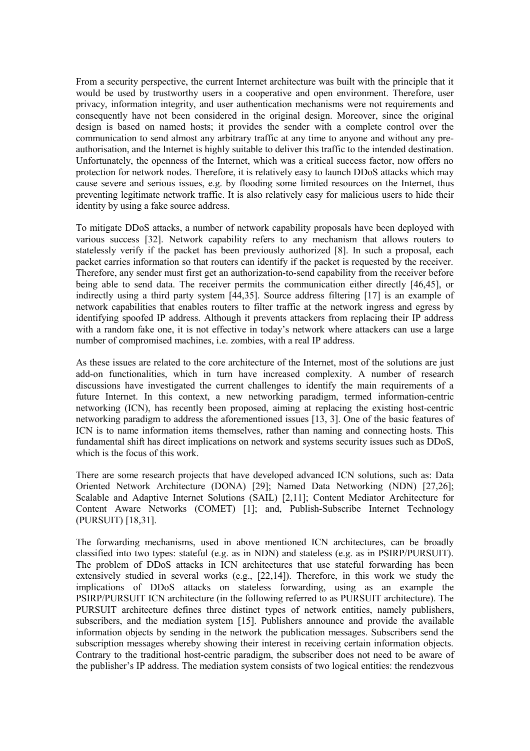From a security perspective, the current Internet architecture was built with the principle that it would be used by trustworthy users in a cooperative and open environment. Therefore, user privacy, information integrity, and user authentication mechanisms were not requirements and consequently have not been considered in the original design. Moreover, since the original design is based on named hosts; it provides the sender with a complete control over the communication to send almost any arbitrary traffic at any time to anyone and without any pre-authorisation, and the Internet is highly suitable to deliver this traffic to the intended destination. Unfortunately, the openness of the Internet, which was a critical success factor, now offers no protection for network nodes. Therefore, it is relatively easy to launch DDoS attacks which may cause severe and serious issues, e.g. by flooding some limited resources on the Internet, thus preventing legitimate network traffic. It is also relatively easy for malicious users to hide their identity by using a fake source address.

To mitigate DDoS attacks, a number of network capability proposals have been deployed with various success [32]. Network capability refers to any mechanism that allows routers to statelessly verify if the packet has been previously authorized [8]. In such a proposal, each packet carries information so that routers can identify if the packet is requested by the receiver. Therefore, any sender must first get an authorization-to-send capability from the receiver before being able to send data. The receiver permits the communication either directly [46,45], or indirectly using a third party system [44,35]. Source address filtering [17] is an example of network capabilities that enables routers to filter traffic at the network ingress and egress by identifying spoofed IP address. Although it prevents attackers from replacing their IP address with a random fake one, it is not effective in today's network where attackers can use a large number of compromised machines, i.e. zombies, with a real IP address.

As these issues are related to the core architecture of the Internet, most of the solutions are just add-on functionalities, which in turn have increased complexity. A number of research discussions have investigated the current challenges to identify the main requirements of a future Internet. In this context, a new networking paradigm, termed information-centric networking (ICN), has recently been proposed, aiming at replacing the existing host-centric networking paradigm to address the aforementioned issues [13, 3]. One of the basic features of ICN is to name information items themselves, rather than naming and connecting hosts. This fundamental shift has direct implications on network and systems security issues such as DDoS, which is the focus of this work.

There are some research projects that have developed advanced ICN solutions, such as: Data Oriented Network Architecture (DONA) [29]; Named Data Networking (NDN) [27,26]; Scalable and Adaptive Internet Solutions (SAIL) [2,11]; Content Mediator Architecture for Content Aware Networks (COMET) [1]; and, Publish-Subscribe Internet Technology (PURSUIT) [18,31].

The forwarding mechanisms, used in above mentioned ICN architectures, can be broadly classified into two types: stateful (e.g. as in NDN) and stateless (e.g. as in PSIRP/PURSUIT). The problem of DDoS attacks in ICN architectures that use stateful forwarding has been extensively studied in several works (e.g., [22,14]). Therefore, in this work we study the implications of DDoS attacks on stateless forwarding, using as an example the PSIRP/PURSUIT ICN architecture (in the following referred to as PURSUIT architecture). The PURSUIT architecture defines three distinct types of network entities, namely publishers, subscribers, and the mediation system [15]. Publishers announce and provide the available information objects by sending in the network the publication messages. Subscribers send the subscription messages whereby showing their interest in receiving certain information objects. Contrary to the traditional host-centric paradigm, the subscriber does not need to be aware of the publisher's IP address. The mediation system consists of two logical entities: the rendezvous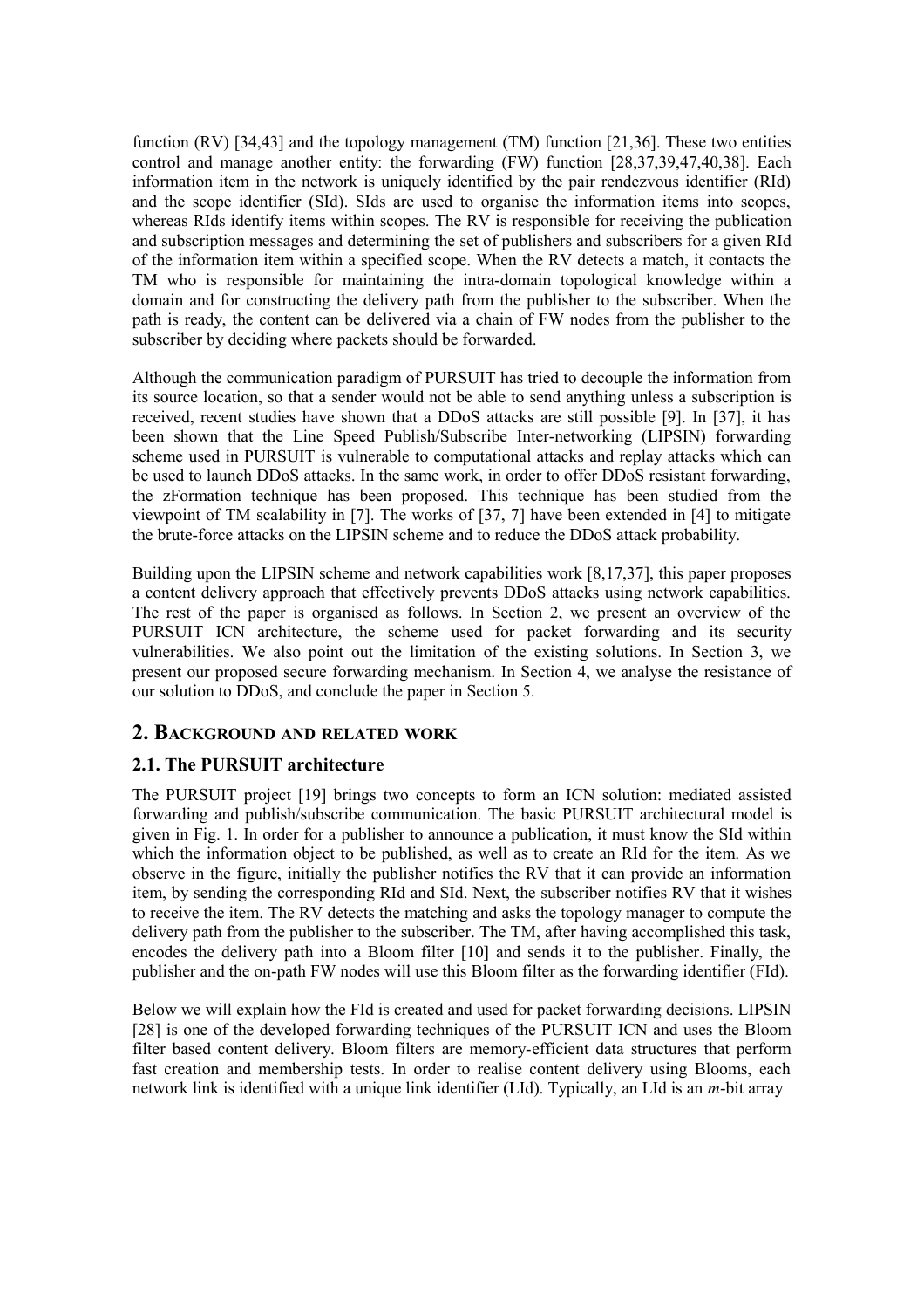function (RV) [34,43] and the topology management (TM) function [21,36]. These two entities control and manage another entity: the forwarding (FW) function [28,37,39,47,40,38]. Each information item in the network is uniquely identified by the pair rendezvous identifier (RId) and the scope identifier (SId). SIds are used to organise the information items into scopes, whereas RIds identify items within scopes. The RV is responsible for receiving the publication and subscription messages and determining the set of publishers and subscribers for a given RId of the information item within a specified scope. When the RV detects a match, it contacts the TM who is responsible for maintaining the intra-domain topological knowledge within a domain and for constructing the delivery path from the publisher to the subscriber. When the path is ready, the content can be delivered via a chain of FW nodes from the publisher to the subscriber by deciding where packets should be forwarded.

Although the communication paradigm of PURSUIT has tried to decouple the information from its source location, so that a sender would not be able to send anything unless a subscription is received, recent studies have shown that a DDoS attacks are still possible [9]. In [37], it has been shown that the Line Speed Publish/Subscribe Inter-networking (LIPSIN) forwarding scheme used in PURSUIT is vulnerable to computational attacks and replay attacks which can be used to launch DDoS attacks. In the same work, in order to offer DDoS resistant forwarding, the zFormation technique has been proposed. This technique has been studied from the viewpoint of TM scalability in [7]. The works of [37, 7] have been extended in [4] to mitigate the brute-force attacks on the LIPSIN scheme and to reduce the DDoS attack probability.

Building upon the LIPSIN scheme and network capabilities work [8,17,37], this paper proposes a content delivery approach that effectively prevents DDoS attacks using network capabilities. The rest of the paper is organised as follows. In Section 2, we present an overview of the PURSUIT ICN architecture, the scheme used for packet forwarding and its security vulnerabilities. We also point out the limitation of the existing solutions. In Section 3, we present our proposed secure forwarding mechanism. In Section 4, we analyse the resistance of our solution to DDoS, and conclude the paper in Section 5.

## 2. Background and related work

### 2.1. The PURSUIT architecture

The PURSUIT project [19] brings two concepts to form an ICN solution: mediated assisted forwarding and publish/subscribe communication. The basic PURSUIT architectural model is given in Fig. 1. In order for a publisher to announce a publication, it must know the SId within which the information object to be published, as well as to create an RId for the item. As we observe in the figure, initially the publisher notifies the RV that it can provide an information item, by sending the corresponding RId and SId. Next, the subscriber notifies RV that it wishes to receive the item. The RV detects the matching and asks the topology manager to compute the delivery path from the publisher to the subscriber. The TM, after having accomplished this task, encodes the delivery path into a Bloom filter [10] and sends it to the publisher. Finally, the publisher and the on-path FW nodes will use this Bloom filter as the forwarding identifier (FId).

Below we will explain how the FId is created and used for packet forwarding decisions. LIPSIN [28] is one of the developed forwarding techniques of the PURSUIT ICN and uses the Bloom filter based content delivery. Bloom filters are memory-efficient data structures that perform fast creation and membership tests. In order to realise content delivery using Blooms, each network link is identified with a unique link identifier (LId). Typically, an LId is an $m$-bit array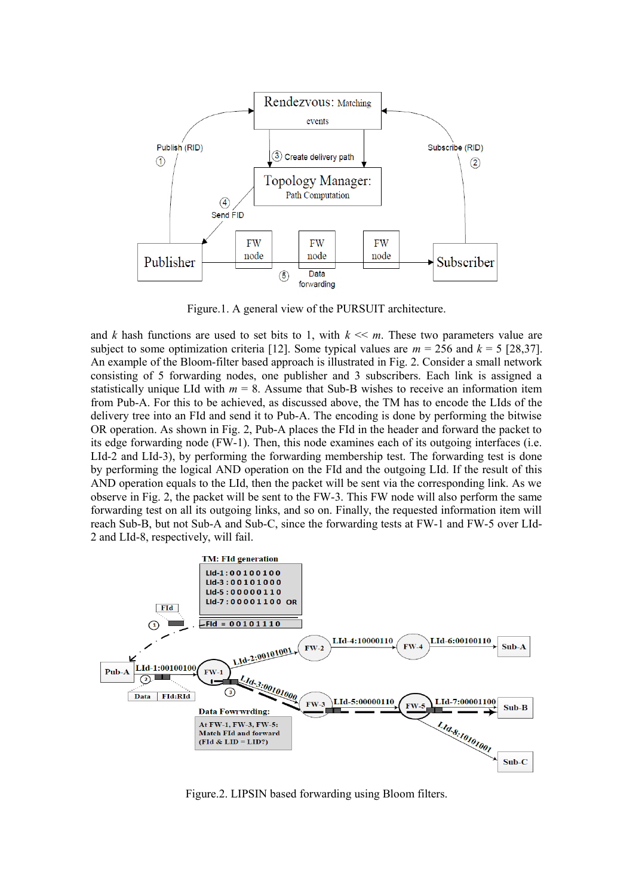Figure.1. A general view of the PURSUIT architecture.

and $k$ hash functions are used to set bits to 1, with $k << m$. These two parameters value are subject to some optimization criteria [12]. Some typical values are $m = 256$ and $k = 5$ [28,37]. An example of the Bloom-filter based approach is illustrated in Fig. 2. Consider a small network consisting of 5 forwarding nodes, one publisher and 3 subscribers. Each link is assigned a statistically unique LId with $m = 8$. Assume that Sub-B wishes to receive an information item from Pub-A. For this to be achieved, as discussed above, the TM has to encode the LIds of the delivery tree into an FId and send it to Pub-A. The encoding is done by performing the bitwise OR operation. As shown in Fig. 2, Pub-A places the FId in the header and forward the packet to its edge forwarding node (FW-1). Then, this node examines each of its outgoing interfaces (i.e. LId-2 and LId-3), by performing the forwarding membership test. The forwarding test is done by performing the logical AND operation on the FId and the outgoing LId. If the result of this AND operation equals to the LId, then the packet will be sent via the corresponding link. As we observe in Fig. 2, the packet will be sent to the FW-3. This FW node will also perform the same forwarding test on all its outgoing links, and so on. Finally, the requested information item will reach Sub-B, but not Sub-A and Sub-C, since the forwarding tests at FW-1 and FW-5 over LId-2 and LId-8, respectively, will fail.

Figure.2. LIPSIN based forwarding using Bloom filters.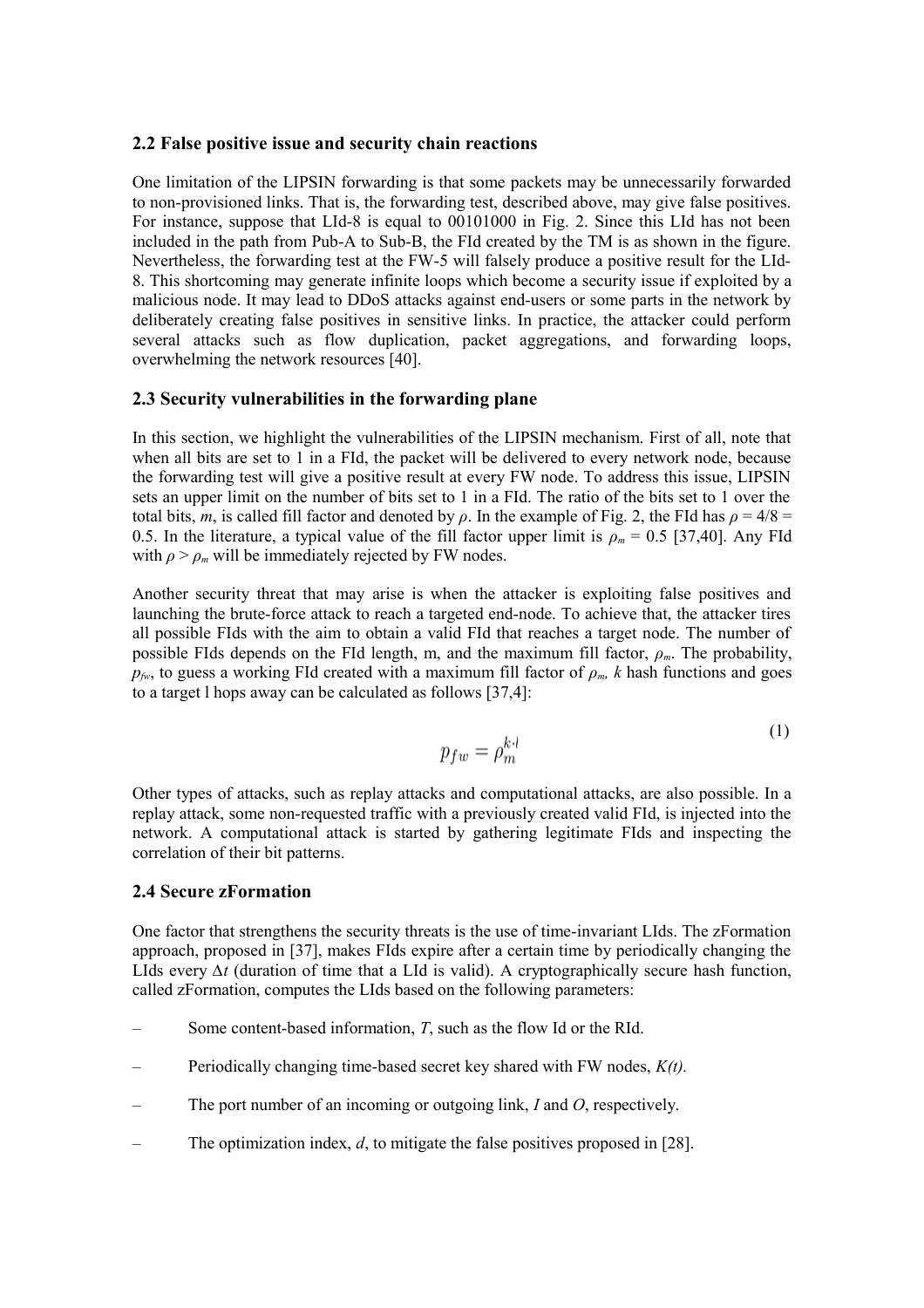### 2.2 False positive issue and security chain reactions

One limitation of the LIPSIN forwarding is that some packets may be unnecessarily forwarded to non-provisioned links. That is, the forwarding test, described above, may give false positives. For instance, suppose that LId-8 is equal to 00101000 in Fig. 2. Since this LId has not been included in the path from Pub-A to Sub-B, the FId created by the TM is as shown in the figure. Nevertheless, the forwarding test at the FW-5 will falsely produce a positive result for the LId-8. This shortcoming may generate infinite loops which become a security issue if exploited by a malicious node. It may lead to DDoS attacks against end-users or some parts in the network by deliberately creating false positives in sensitive links. In practice, the attacker could perform several attacks such as flow duplication, packet aggregations, and forwarding loops, overwhelming the network resources [40].

### 2.3 Security vulnerabilities in the forwarding plane

In this section, we highlight the vulnerabilities of the LIPSIN mechanism. First of all, note that when all bits are set to 1 in a FId, the packet will be delivered to every network node, because the forwarding test will give a positive result at every FW node. To address this issue, LIPSIN sets an upper limit on the number of bits set to 1 in a FId. The ratio of the bits set to 1 over the total bits, *m*, is called fill factor and denoted by $\rho$. In the example of Fig. 2, the FId has $\rho = 4/8 = 0.5$. In the literature, a typical value of the fill factor upper limit is $\rho_m = 0.5$ [37,40]. Any FId with $\rho > \rho_m$ will be immediately rejected by FW nodes.

Another security threat that may arise is when the attacker is exploiting false positives and launching the brute-force attack to reach a targeted end-node. To achieve that, the attacker tires all possible FIds with the aim to obtain a valid FId that reaches a target node. The number of possible FIds depends on the FId length, m, and the maximum fill factor, $\rho_m$. The probability, $p_{fw}$, to guess a working FId created with a maximum fill factor of $\rho_m$, *k* hash functions and goes to a target l hops away can be calculated as follows [37,4]:

$$p_{fw} = \rho_m^{k \cdot l} \tag{1}$$

Other types of attacks, such as replay attacks and computational attacks, are also possible. In a replay attack, some non-requested traffic with a previously created valid FId, is injected into the network. A computational attack is started by gathering legitimate FIds and inspecting the correlation of their bit patterns.

### 2.4 Secure zFormation

One factor that strengthens the security threats is the use of time-invariant LIds. The zFormation approach, proposed in [37], makes FIds expire after a certain time by periodically changing the LIds every $\Delta t$ (duration of time that a LId is valid). A cryptographically secure hash function, called zFormation, computes the LIds based on the following parameters:

– Some content-based information, *T*, such as the flow Id or the RId.

– Periodically changing time-based secret key shared with FW nodes, *K(t)*.

– The port number of an incoming or outgoing link, *I* and *O*, respectively.

– The optimization index, *d*, to mitigate the false positives proposed in [28].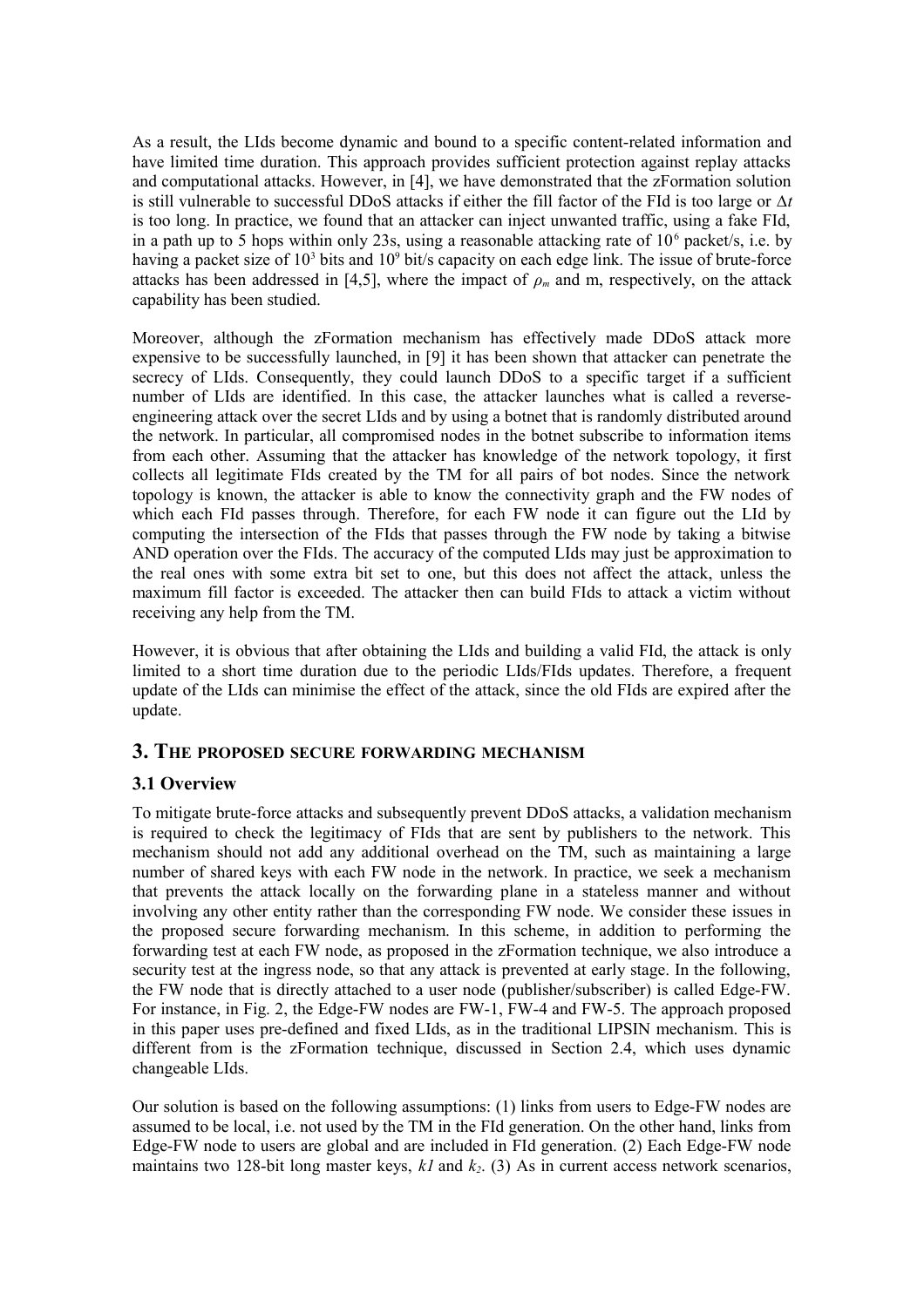As a result, the LIds become dynamic and bound to a specific content-related information and have limited time duration. This approach provides sufficient protection against replay attacks and computational attacks. However, in [4], we have demonstrated that the zFormation solution is still vulnerable to successful DDoS attacks if either the fill factor of the FId is too large or $\Delta t$ is too long. In practice, we found that an attacker can inject unwanted traffic, using a fake FId, in a path up to 5 hops within only 23s, using a reasonable attacking rate of $10^6$ packet/s, i.e. by having a packet size of $10^3$ bits and $10^9$ bit/s capacity on each edge link. The issue of brute-force attacks has been addressed in [4,5], where the impact of $\rho_m$ and m, respectively, on the attack capability has been studied.

Moreover, although the zFormation mechanism has effectively made DDoS attack more expensive to be successfully launched, in [9] it has been shown that attacker can penetrate the secrecy of LIds. Consequently, they could launch DDoS to a specific target if a sufficient number of LIds are identified. In this case, the attacker launches what is called a reverse-engineering attack over the secret LIds and by using a botnet that is randomly distributed around the network. In particular, all compromised nodes in the botnet subscribe to information items from each other. Assuming that the attacker has knowledge of the network topology, it first collects all legitimate FIds created by the TM for all pairs of bot nodes. Since the network topology is known, the attacker is able to know the connectivity graph and the FW nodes of which each FId passes through. Therefore, for each FW node it can figure out the LId by computing the intersection of the FIds that passes through the FW node by taking a bitwise AND operation over the FIds. The accuracy of the computed LIds may just be approximation to the real ones with some extra bit set to one, but this does not affect the attack, unless the maximum fill factor is exceeded. The attacker then can build FIds to attack a victim without receiving any help from the TM.

However, it is obvious that after obtaining the LIds and building a valid FId, the attack is only limited to a short time duration due to the periodic LIds/FIds updates. Therefore, a frequent update of the LIds can minimise the effect of the attack, since the old FIds are expired after the update.

## 3. The proposed secure forwarding mechanism

### 3.1 Overview

To mitigate brute-force attacks and subsequently prevent DDoS attacks, a validation mechanism is required to check the legitimacy of FIds that are sent by publishers to the network. This mechanism should not add any additional overhead on the TM, such as maintaining a large number of shared keys with each FW node in the network. In practice, we seek a mechanism that prevents the attack locally on the forwarding plane in a stateless manner and without involving any other entity rather than the corresponding FW node. We consider these issues in the proposed secure forwarding mechanism. In this scheme, in addition to performing the forwarding test at each FW node, as proposed in the zFormation technique, we also introduce a security test at the ingress node, so that any attack is prevented at early stage. In the following, the FW node that is directly attached to a user node (publisher/subscriber) is called Edge-FW. For instance, in Fig. 2, the Edge-FW nodes are FW-1, FW-4 and FW-5. The approach proposed in this paper uses pre-defined and fixed LIds, as in the traditional LIPSIN mechanism. This is different from is the zFormation technique, discussed in Section 2.4, which uses dynamic changeable LIds.

Our solution is based on the following assumptions: (1) links from users to Edge-FW nodes are assumed to be local, i.e. not used by the TM in the FId generation. On the other hand, links from Edge-FW node to users are global and are included in FId generation. (2) Each Edge-FW node maintains two 128-bit long master keys, $k1$ and $k_2$. (3) As in current access network scenarios,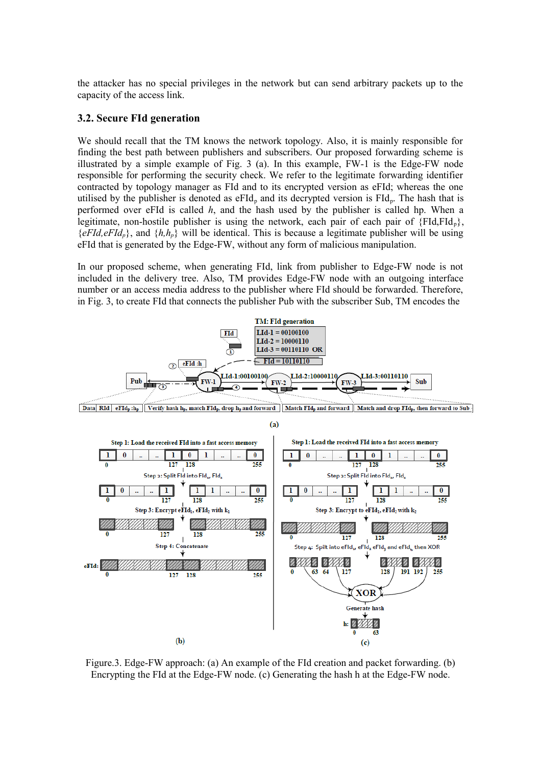the attacker has no special privileges in the network but can send arbitrary packets up to the capacity of the access link.

### 3.2. Secure FId generation

We should recall that the TM knows the network topology. Also, it is mainly responsible for finding the best path between publishers and subscribers. Our proposed forwarding scheme is illustrated by a simple example of Fig. 3 (a). In this example, FW-1 is the Edge-FW node responsible for performing the security check. We refer to the legitimate forwarding identifier contracted by topology manager as FId and to its encrypted version as eFId; whereas the one utilised by the publisher is denoted as $eFId_p$ and its decrypted version is $FId_p$. The hash that is performed over eFId is called *h*, and the hash used by the publisher is called hp. When a legitimate, non-hostile publisher is using the network, each pair of each pair of $\{FId, FId_p\}$, $\{eFId, eFId_p\}$, and $\{h, h_p\}$ will be identical. This is because a legitimate publisher will be using eFId that is generated by the Edge-FW, without any form of malicious manipulation.

In our proposed scheme, when generating FId, link from publisher to Edge-FW node is not included in the delivery tree. Also, TM provides Edge-FW node with an outgoing interface number or an access media address to the publisher where FId should be forwarded. Therefore, in Fig. 3, to create FId that connects the publisher Pub with the subscriber Sub, TM encodes the

Figure.3. Edge-FW approach: (a) An example of the FId creation and packet forwarding. (b) Encrypting the FId at the Edge-FW node. (c) Generating the hash h at the Edge-FW node.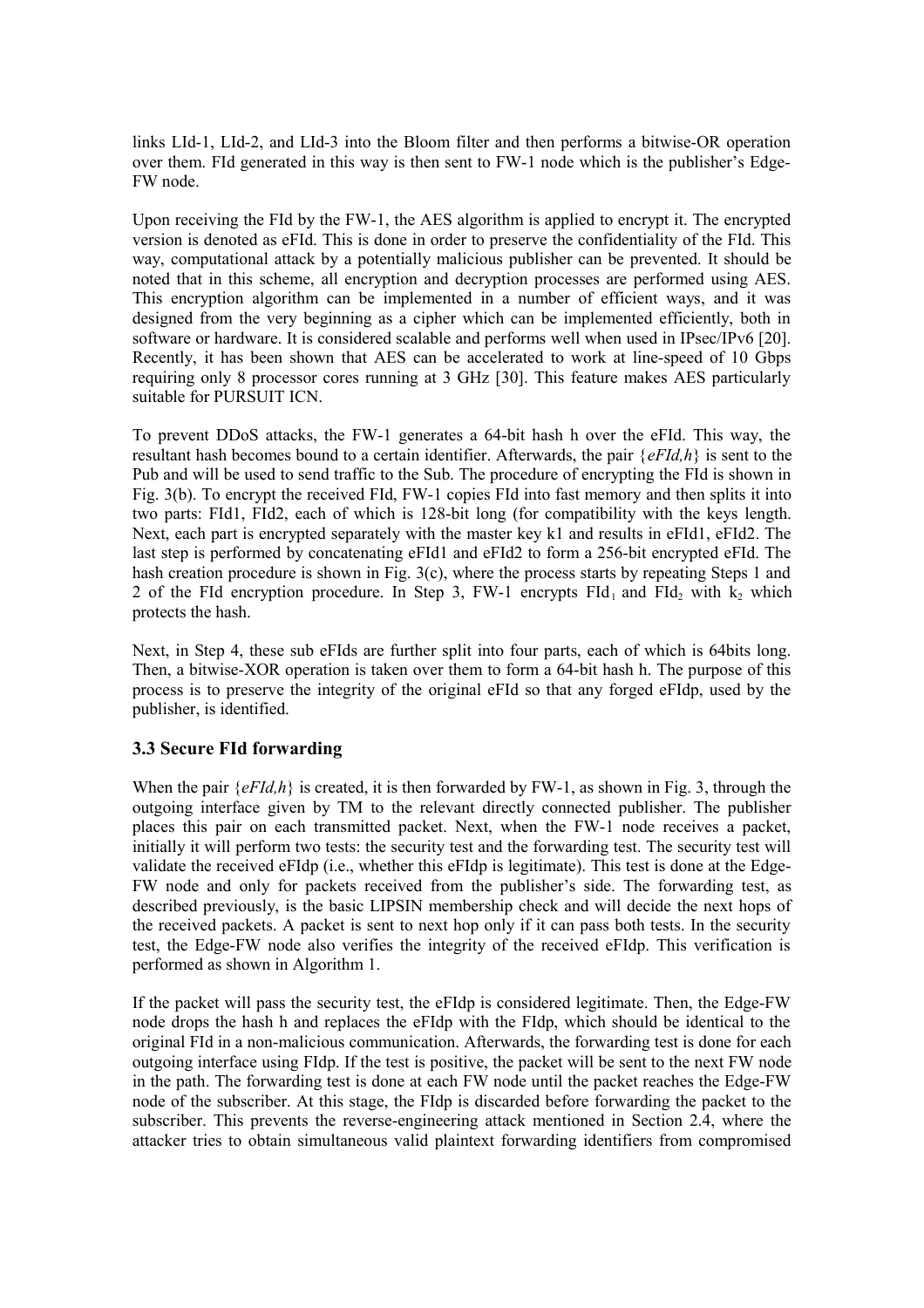links LId-1, LId-2, and LId-3 into the Bloom filter and then performs a bitwise-OR operation over them. FId generated in this way is then sent to FW-1 node which is the publisher's Edge-FW node.

Upon receiving the FId by the FW-1, the AES algorithm is applied to encrypt it. The encrypted version is denoted as eFId. This is done in order to preserve the confidentiality of the FId. This way, computational attack by a potentially malicious publisher can be prevented. It should be noted that in this scheme, all encryption and decryption processes are performed using AES. This encryption algorithm can be implemented in a number of efficient ways, and it was designed from the very beginning as a cipher which can be implemented efficiently, both in software or hardware. It is considered scalable and performs well when used in IPsec/IPv6 [20]. Recently, it has been shown that AES can be accelerated to work at line-speed of 10 Gbps requiring only 8 processor cores running at 3 GHz [30]. This feature makes AES particularly suitable for PURSUIT ICN.

To prevent DDoS attacks, the FW-1 generates a 64-bit hash h over the eFId. This way, the resultant hash becomes bound to a certain identifier. Afterwards, the pair {*eFId,h*} is sent to the Pub and will be used to send traffic to the Sub. The procedure of encrypting the FId is shown in Fig. 3(b). To encrypt the received FId, FW-1 copies FId into fast memory and then splits it into two parts: FId1, FId2, each of which is 128-bit long (for compatibility with the keys length. Next, each part is encrypted separately with the master key k1 and results in eFId1, eFId2. The last step is performed by concatenating eFId1 and eFId2 to form a 256-bit encrypted eFId. The hash creation procedure is shown in Fig. 3(c), where the process starts by repeating Steps 1 and 2 of the FId encryption procedure. In Step 3, FW-1 encrypts $FId_1$ and $FId_2$ with $k_2$ which protects the hash.

Next, in Step 4, these sub eFIds are further split into four parts, each of which is 64bits long. Then, a bitwise-XOR operation is taken over them to form a 64-bit hash h. The purpose of this process is to preserve the integrity of the original eFId so that any forged eFIdp, used by the publisher, is identified.

### 3.3 Secure FId forwarding

When the pair {*eFId,h*} is created, it is then forwarded by FW-1, as shown in Fig. 3, through the outgoing interface given by TM to the relevant directly connected publisher. The publisher places this pair on each transmitted packet. Next, when the FW-1 node receives a packet, initially it will perform two tests: the security test and the forwarding test. The security test will validate the received eFIdp (i.e., whether this eFIdp is legitimate). This test is done at the Edge-FW node and only for packets received from the publisher's side. The forwarding test, as described previously, is the basic LIPSIN membership check and will decide the next hops of the received packets. A packet is sent to next hop only if it can pass both tests. In the security test, the Edge-FW node also verifies the integrity of the received eFIdp. This verification is performed as shown in Algorithm 1.

If the packet will pass the security test, the eFIdp is considered legitimate. Then, the Edge-FW node drops the hash h and replaces the eFIdp with the FIdp, which should be identical to the original FId in a non-malicious communication. Afterwards, the forwarding test is done for each outgoing interface using FIdp. If the test is positive, the packet will be sent to the next FW node in the path. The forwarding test is done at each FW node until the packet reaches the Edge-FW node of the subscriber. At this stage, the FIdp is discarded before forwarding the packet to the subscriber. This prevents the reverse-engineering attack mentioned in Section 2.4, where the attacker tries to obtain simultaneous valid plaintext forwarding identifiers from compromised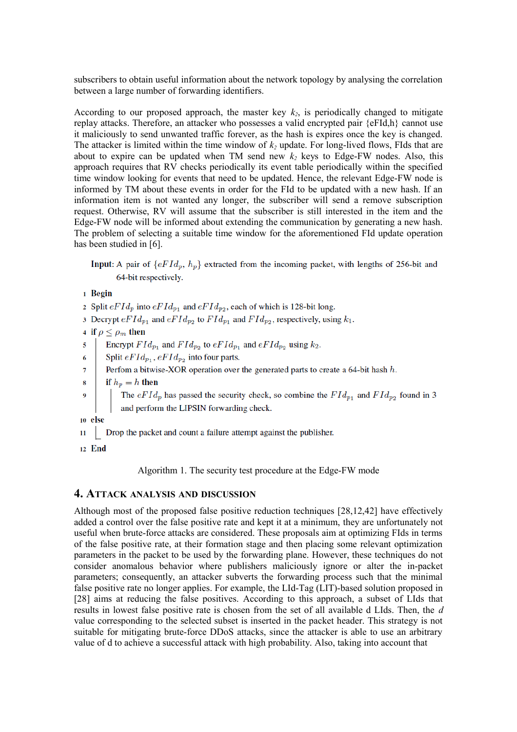subscribers to obtain useful information about the network topology by analysing the correlation between a large number of forwarding identifiers.

According to our proposed approach, the master key $k_2$, is periodically changed to mitigate replay attacks. Therefore, an attacker who possesses a valid encrypted pair {eFId,h} cannot use it maliciously to send unwanted traffic forever, as the hash is expires once the key is changed. The attacker is limited within the time window of $k_2$ update. For long-lived flows, FIds that are about to expire can be updated when TM send new $k_2$ keys to Edge-FW nodes. Also, this approach requires that RV checks periodically its event table periodically within the specified time window looking for events that need to be updated. Hence, the relevant Edge-FW node is informed by TM about these events in order for the FId to be updated with a new hash. If an information item is not wanted any longer, the subscriber will send a remove subscription request. Otherwise, RV will assume that the subscriber is still interested in the item and the Edge-FW node will be informed about extending the communication by generating a new hash. The problem of selecting a suitable time window for the aforementioned FId update operation has been studied in [6].

```
Input: A pair of {eFId_p, h_p} extracted from the incoming packet, with lengths of 256-bit and
       64-bit respectively.
1  Begin
2  Split eFId_p into eFId_p1 and eFId_p2, each of which is 128-bit long.
3  Decrypt eFId_p1 and eFId_p2 to FId_p1 and FId_p2, respectively, using k_1.
4  if ρ ≤ ρ_m then
5  |   Encrypt FId_p1 and FId_p2 to eFId_p1 and eFId_p2 using k_2.
6  |   Split eFId_p1, eFId_p2 into four parts.
7  |   Perfom a bitwise-XOR operation over the generated parts to create a 64-bit hash h.
8  |   if h_p = h then
9  |   |   The eFId_p has passed the security check, so combine the FId_p1 and FId_p2 found in 3
   |   |   and perform the LIPSIN forwarding check.
10 else
11 |   Drop the packet and count a failure attempt against the publisher.
12 End
```

Algorithm 1. The security test procedure at the Edge-FW mode

## 4. Attack Analysis and Discussion

Although most of the proposed false positive reduction techniques [28,12,42] have effectively added a control over the false positive rate and kept it at a minimum, they are unfortunately not useful when brute-force attacks are considered. These proposals aim at optimizing FIds in terms of the false positive rate, at their formation stage and then placing some relevant optimization parameters in the packet to be used by the forwarding plane. However, these techniques do not consider anomalous behavior where publishers maliciously ignore or alter the in-packet parameters; consequently, an attacker subverts the forwarding process such that the minimal false positive rate no longer applies. For example, the LId-Tag (LIT)-based solution proposed in [28] aims at reducing the false positives. According to this approach, a subset of LIds that results in lowest false positive rate is chosen from the set of all available d LIds. Then, the $d$ value corresponding to the selected subset is inserted in the packet header. This strategy is not suitable for mitigating brute-force DDoS attacks, since the attacker is able to use an arbitrary value of d to achieve a successful attack with high probability. Also, taking into account that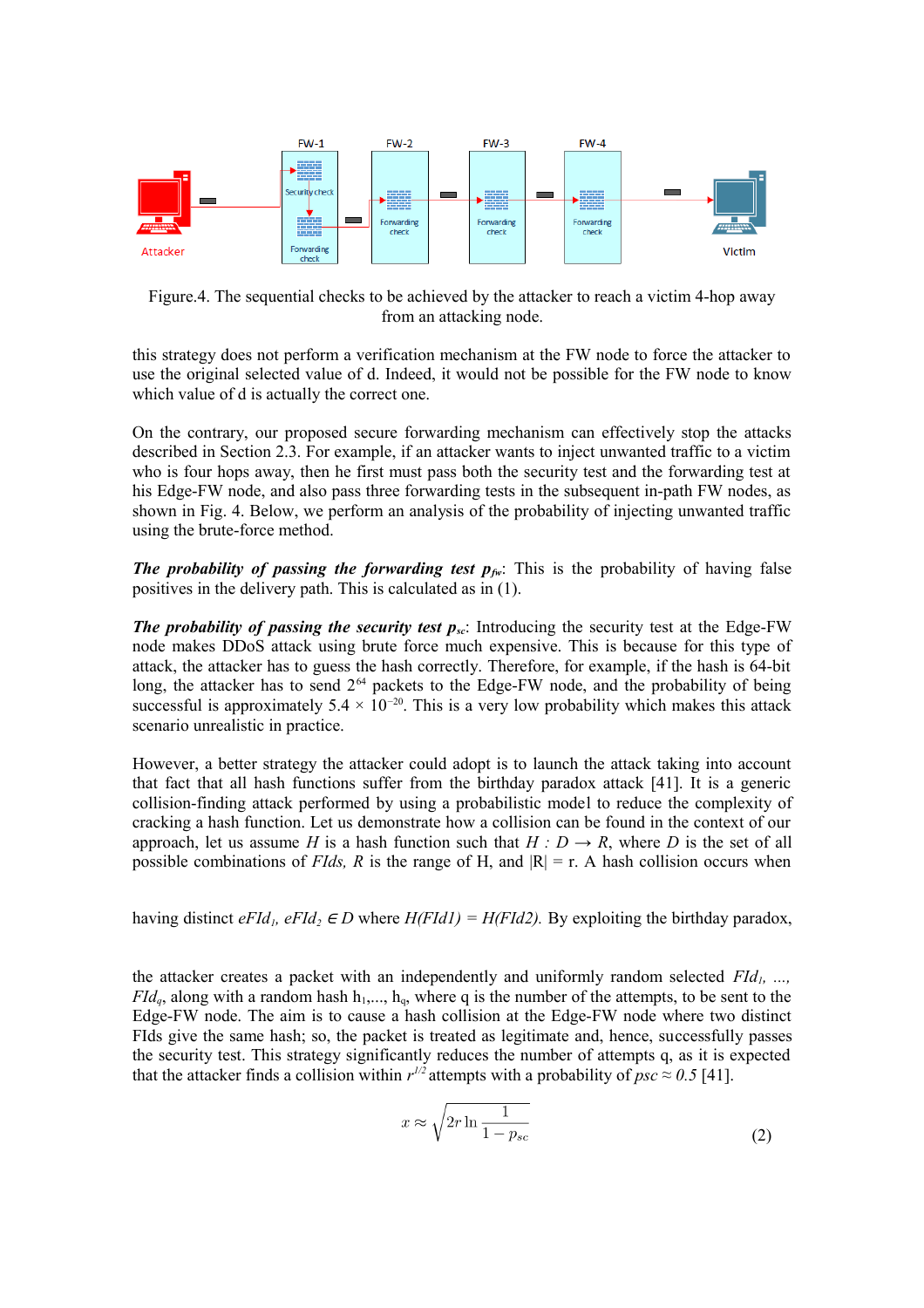Figure.4. The sequential checks to be achieved by the attacker to reach a victim 4-hop away from an attacking node.

this strategy does not perform a verification mechanism at the FW node to force the attacker to use the original selected value of d. Indeed, it would not be possible for the FW node to know which value of d is actually the correct one.

On the contrary, our proposed secure forwarding mechanism can effectively stop the attacks described in Section 2.3. For example, if an attacker wants to inject unwanted traffic to a victim who is four hops away, then he first must pass both the security test and the forwarding test at his Edge-FW node, and also pass three forwarding tests in the subsequent in-path FW nodes, as shown in Fig. 4. Below, we perform an analysis of the probability of injecting unwanted traffic using the brute-force method.

***The probability of passing the forwarding test $p_{fw}$***: This is the probability of having false positives in the delivery path. This is calculated as in (1).

***The probability of passing the security test $p_{sc}$***: Introducing the security test at the Edge-FW node makes DDoS attack using brute force much expensive. This is because for this type of attack, the attacker has to guess the hash correctly. Therefore, for example, if the hash is 64-bit long, the attacker has to send $2^{64}$ packets to the Edge-FW node, and the probability of being successful is approximately $5.4 \times 10^{-20}$. This is a very low probability which makes this attack scenario unrealistic in practice.

However, a better strategy the attacker could adopt is to launch the attack taking into account that fact that all hash functions suffer from the birthday paradox attack [41]. It is a generic collision-finding attack performed by using a probabilistic model to reduce the complexity of cracking a hash function. Let us demonstrate how a collision can be found in the context of our approach, let us assume $H$ is a hash function such that $H : D \rightarrow R$, where $D$ is the set of all possible combinations of *FIds, R* is the range of H, and $|R| = r$. A hash collision occurs when

having distinct $eFId_1, eFId_2 \in D$ where $H(FId1) = H(FId2)$. By exploiting the birthday paradox,

the attacker creates a packet with an independently and uniformly random selected $FId_1, \ldots, FId_q$, along with a random hash $h_1, \ldots, h_q$, where q is the number of the attempts, to be sent to the Edge-FW node. The aim is to cause a hash collision at the Edge-FW node where two distinct FIds give the same hash; so, the packet is treated as legitimate and, hence, successfully passes the security test. This strategy significantly reduces the number of attempts q, as it is expected that the attacker finds a collision within $r^{1/2}$ attempts with a probability of $psc \approx 0.5$ [41].

$$x \approx \sqrt{2r \ln \frac{1}{1 - p_{sc}}} \qquad (2)$$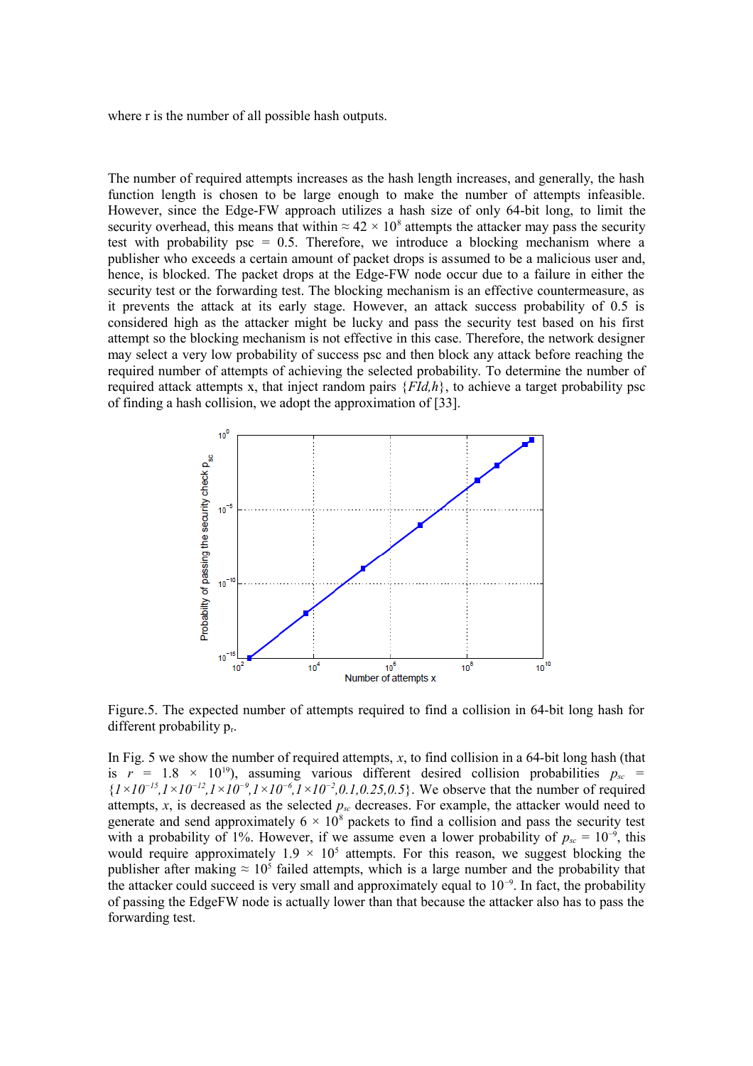where r is the number of all possible hash outputs.

The number of required attempts increases as the hash length increases, and generally, the hash function length is chosen to be large enough to make the number of attempts infeasible. However, since the Edge-FW approach utilizes a hash size of only 64-bit long, to limit the security overhead, this means that within $\approx 42 \times 10^8$ attempts the attacker may pass the security test with probability psc = 0.5. Therefore, we introduce a blocking mechanism where a publisher who exceeds a certain amount of packet drops is assumed to be a malicious user and, hence, is blocked. The packet drops at the Edge-FW node occur due to a failure in either the security test or the forwarding test. The blocking mechanism is an effective countermeasure, as it prevents the attack at its early stage. However, an attack success probability of 0.5 is considered high as the attacker might be lucky and pass the security test based on his first attempt so the blocking mechanism is not effective in this case. Therefore, the network designer may select a very low probability of success psc and then block any attack before reaching the required number of attempts of achieving the selected probability. To determine the number of required attack attempts x, that inject random pairs $\{FId, h\}$, to achieve a target probability psc of finding a hash collision, we adopt the approximation of [33].

Figure.5. The expected number of attempts required to find a collision in 64-bit long hash for different probability $p_r$.

In Fig. 5 we show the number of required attempts, $x$, to find collision in a 64-bit long hash (that is $r = 1.8 \times 10^{19}$), assuming various different desired collision probabilities $p_{sc} = \{1\times10^{-15}, 1\times10^{-12}, 1\times10^{-9}, 1\times10^{-6}, 1\times10^{-2}, 0.1, 0.25, 0.5\}$. We observe that the number of required attempts, $x$, is decreased as the selected $p_{sc}$ decreases. For example, the attacker would need to generate and send approximately $6 \times 10^8$ packets to find a collision and pass the security test with a probability of 1%. However, if we assume even a lower probability of $p_{sc} = 10^{-9}$, this would require approximately $1.9 \times 10^5$ attempts. For this reason, we suggest blocking the publisher after making $\approx 10^5$ failed attempts, which is a large number and the probability that the attacker could succeed is very small and approximately equal to $10^{-9}$. In fact, the probability of passing the EdgeFW node is actually lower than that because the attacker also has to pass the forwarding test.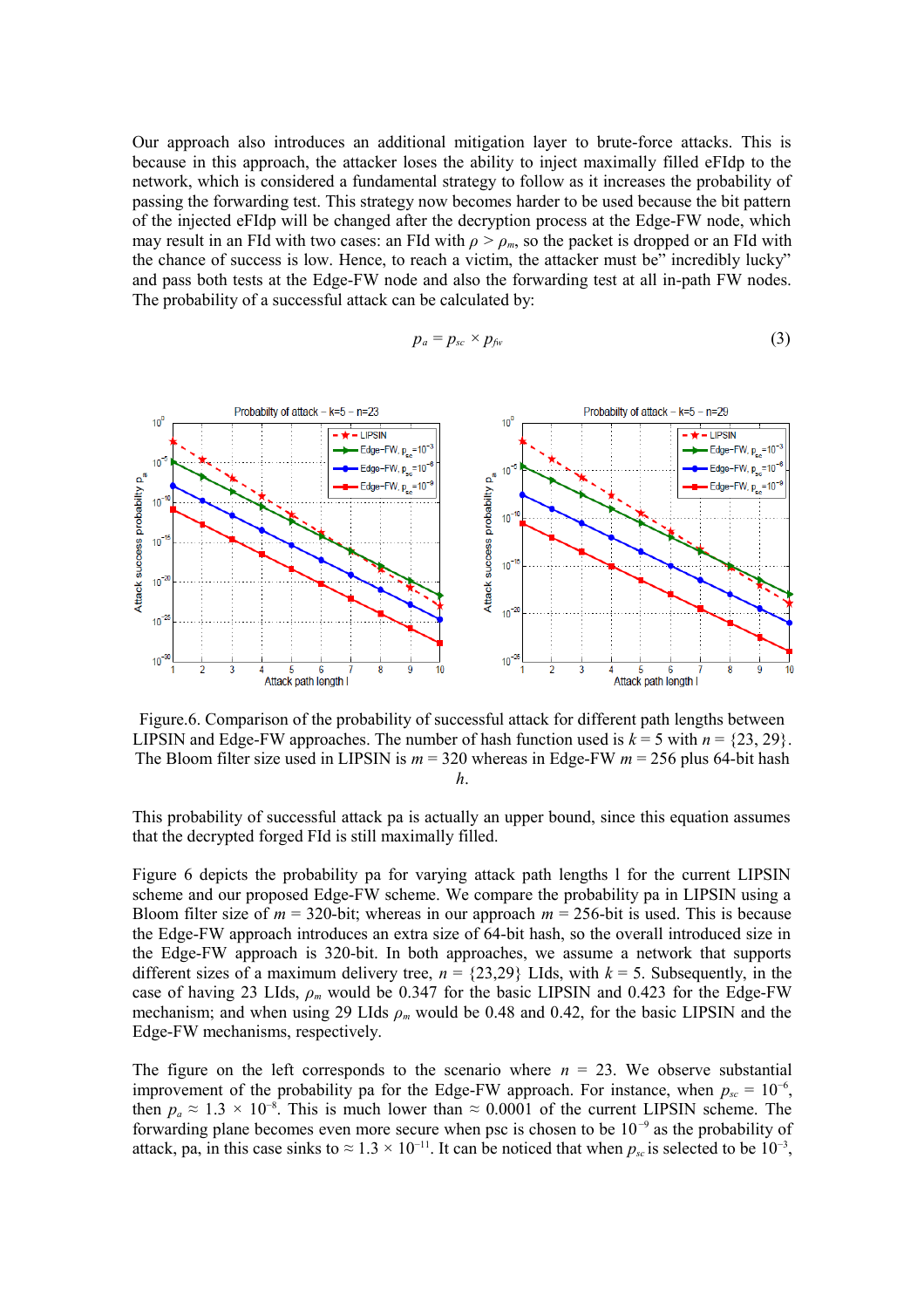Our approach also introduces an additional mitigation layer to brute-force attacks. This is because in this approach, the attacker loses the ability to inject maximally filled eFIdp to the network, which is considered a fundamental strategy to follow as it increases the probability of passing the forwarding test. This strategy now becomes harder to be used because the bit pattern of the injected eFIdp will be changed after the decryption process at the Edge-FW node, which may result in an FId with two cases: an FId with $\rho > \rho_m$, so the packet is dropped or an FId with the chance of success is low. Hence, to reach a victim, the attacker must be" incredibly lucky" and pass both tests at the Edge-FW node and also the forwarding test at all in-path FW nodes. The probability of a successful attack can be calculated by:

$$p_a = p_{sc} \times p_{fw} \tag{3}$$

Figure.6. Comparison of the probability of successful attack for different path lengths between LIPSIN and Edge-FW approaches. The number of hash function used is $k = 5$ with $n = \{23, 29\}$. The Bloom filter size used in LIPSIN is $m = 320$ whereas in Edge-FW $m = 256$ plus 64-bit hash $h$.

This probability of successful attack pa is actually an upper bound, since this equation assumes that the decrypted forged FId is still maximally filled.

Figure 6 depicts the probability pa for varying attack path lengths l for the current LIPSIN scheme and our proposed Edge-FW scheme. We compare the probability pa in LIPSIN using a Bloom filter size of $m = 320$-bit; whereas in our approach $m = 256$-bit is used. This is because the Edge-FW approach introduces an extra size of 64-bit hash, so the overall introduced size in the Edge-FW approach is 320-bit. In both approaches, we assume a network that supports different sizes of a maximum delivery tree, $n = \{23,29\}$ LIds, with $k = 5$. Subsequently, in the case of having 23 LIds, $\rho_m$ would be 0.347 for the basic LIPSIN and 0.423 for the Edge-FW mechanism; and when using 29 LIds $\rho_m$ would be 0.48 and 0.42, for the basic LIPSIN and the Edge-FW mechanisms, respectively.

The figure on the left corresponds to the scenario where $n = 23$. We observe substantial improvement of the probability pa for the Edge-FW approach. For instance, when $p_{sc} = 10^{-6}$, then $p_a \approx 1.3 \times 10^{-8}$. This is much lower than $\approx 0.0001$ of the current LIPSIN scheme. The forwarding plane becomes even more secure when psc is chosen to be $10^{-9}$ as the probability of attack, pa, in this case sinks to $\approx 1.3 \times 10^{-11}$. It can be noticed that when $p_{sc}$ is selected to be $10^{-3}$,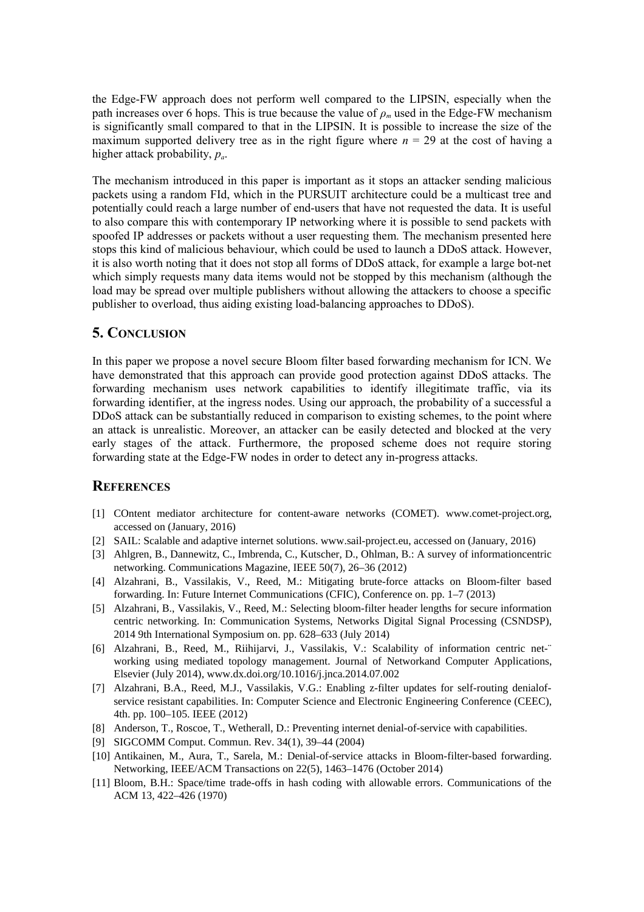the Edge-FW approach does not perform well compared to the LIPSIN, especially when the path increases over 6 hops. This is true because the value of $\rho_m$ used in the Edge-FW mechanism is significantly small compared to that in the LIPSIN. It is possible to increase the size of the maximum supported delivery tree as in the right figure where $n = 29$ at the cost of having a higher attack probability, $p_a$.

The mechanism introduced in this paper is important as it stops an attacker sending malicious packets using a random FId, which in the PURSUIT architecture could be a multicast tree and potentially could reach a large number of end-users that have not requested the data. It is useful to also compare this with contemporary IP networking where it is possible to send packets with spoofed IP addresses or packets without a user requesting them. The mechanism presented here stops this kind of malicious behaviour, which could be used to launch a DDoS attack. However, it is also worth noting that it does not stop all forms of DDoS attack, for example a large bot-net which simply requests many data items would not be stopped by this mechanism (although the load may be spread over multiple publishers without allowing the attackers to choose a specific publisher to overload, thus aiding existing load-balancing approaches to DDoS).

## 5. Conclusion

In this paper we propose a novel secure Bloom filter based forwarding mechanism for ICN. We have demonstrated that this approach can provide good protection against DDoS attacks. The forwarding mechanism uses network capabilities to identify illegitimate traffic, via its forwarding identifier, at the ingress nodes. Using our approach, the probability of a successful a DDoS attack can be substantially reduced in comparison to existing schemes, to the point where an attack is unrealistic. Moreover, an attacker can be easily detected and blocked at the very early stages of the attack. Furthermore, the proposed scheme does not require storing forwarding state at the Edge-FW nodes in order to detect any in-progress attacks.

## References

[1] COntent mediator architecture for content-aware networks (COMET). www.comet-project.org, accessed on (January, 2016)

[2] SAIL: Scalable and adaptive internet solutions. www.sail-project.eu, accessed on (January, 2016)

[3] Ahlgren, B., Dannewitz, C., Imbrenda, C., Kutscher, D., Ohlman, B.: A survey of informationcentric networking. Communications Magazine, IEEE 50(7), 26–36 (2012)

[4] Alzahrani, B., Vassilakis, V., Reed, M.: Mitigating brute-force attacks on Bloom-filter based forwarding. In: Future Internet Communications (CFIC), Conference on. pp. 1–7 (2013)

[5] Alzahrani, B., Vassilakis, V., Reed, M.: Selecting bloom-filter header lengths for secure information centric networking. In: Communication Systems, Networks Digital Signal Processing (CSNDSP), 2014 9th International Symposium on. pp. 628–633 (July 2014)

[6] Alzahrani, B., Reed, M., Riihijarvi, J., Vassilakis, V.: Scalability of information centric net-¨ working using mediated topology management. Journal of Networkand Computer Applications, Elsevier (July 2014), www.dx.doi.org/10.1016/j.jnca.2014.07.002

[7] Alzahrani, B.A., Reed, M.J., Vassilakis, V.G.: Enabling z-filter updates for self-routing denialofservice resistant capabilities. In: Computer Science and Electronic Engineering Conference (CEEC), 4th. pp. 100–105. IEEE (2012)

[8] Anderson, T., Roscoe, T., Wetherall, D.: Preventing internet denial-of-service with capabilities.

[9] SIGCOMM Comput. Commun. Rev. 34(1), 39–44 (2004)

[10] Antikainen, M., Aura, T., Sarela, M.: Denial-of-service attacks in Bloom-filter-based forwarding. Networking, IEEE/ACM Transactions on 22(5), 1463–1476 (October 2014)

[11] Bloom, B.H.: Space/time trade-offs in hash coding with allowable errors. Communications of the ACM 13, 422–426 (1970)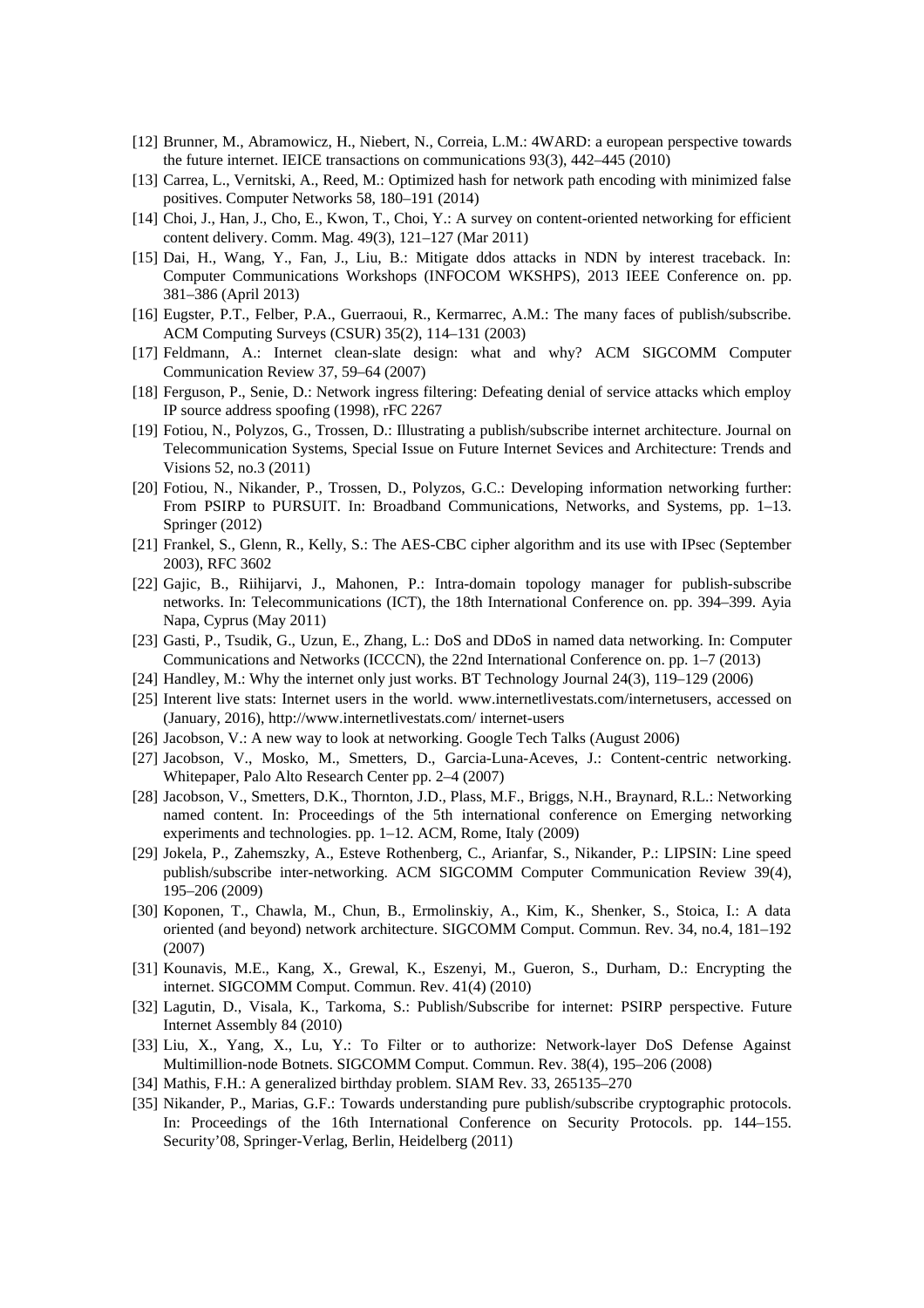[12] Brunner, M., Abramowicz, H., Niebert, N., Correia, L.M.: 4WARD: a european perspective towards the future internet. IEICE transactions on communications 93(3), 442–445 (2010)

[13] Carrea, L., Vernitski, A., Reed, M.: Optimized hash for network path encoding with minimized false positives. Computer Networks 58, 180–191 (2014)

[14] Choi, J., Han, J., Cho, E., Kwon, T., Choi, Y.: A survey on content-oriented networking for efficient content delivery. Comm. Mag. 49(3), 121–127 (Mar 2011)

[15] Dai, H., Wang, Y., Fan, J., Liu, B.: Mitigate ddos attacks in NDN by interest traceback. In: Computer Communications Workshops (INFOCOM WKSHPS), 2013 IEEE Conference on. pp. 381–386 (April 2013)

[16] Eugster, P.T., Felber, P.A., Guerraoui, R., Kermarrec, A.M.: The many faces of publish/subscribe. ACM Computing Surveys (CSUR) 35(2), 114–131 (2003)

[17] Feldmann, A.: Internet clean-slate design: what and why? ACM SIGCOMM Computer Communication Review 37, 59–64 (2007)

[18] Ferguson, P., Senie, D.: Network ingress filtering: Defeating denial of service attacks which employ IP source address spoofing (1998), rFC 2267

[19] Fotiou, N., Polyzos, G., Trossen, D.: Illustrating a publish/subscribe internet architecture. Journal on Telecommunication Systems, Special Issue on Future Internet Sevices and Architecture: Trends and Visions 52, no.3 (2011)

[20] Fotiou, N., Nikander, P., Trossen, D., Polyzos, G.C.: Developing information networking further: From PSIRP to PURSUIT. In: Broadband Communications, Networks, and Systems, pp. 1–13. Springer (2012)

[21] Frankel, S., Glenn, R., Kelly, S.: The AES-CBC cipher algorithm and its use with IPsec (September 2003), RFC 3602

[22] Gajic, B., Riihijarvi, J., Mahonen, P.: Intra-domain topology manager for publish-subscribe networks. In: Telecommunications (ICT), the 18th International Conference on. pp. 394–399. Ayia Napa, Cyprus (May 2011)

[23] Gasti, P., Tsudik, G., Uzun, E., Zhang, L.: DoS and DDoS in named data networking. In: Computer Communications and Networks (ICCCN), the 22nd International Conference on. pp. 1–7 (2013)

[24] Handley, M.: Why the internet only just works. BT Technology Journal 24(3), 119–129 (2006)

[25] Interent live stats: Internet users in the world. www.internetlivestats.com/internetusers, accessed on (January, 2016), http://www.internetlivestats.com/ internet-users

[26] Jacobson, V.: A new way to look at networking. Google Tech Talks (August 2006)

[27] Jacobson, V., Mosko, M., Smetters, D., Garcia-Luna-Aceves, J.: Content-centric networking. Whitepaper, Palo Alto Research Center pp. 2–4 (2007)

[28] Jacobson, V., Smetters, D.K., Thornton, J.D., Plass, M.F., Briggs, N.H., Braynard, R.L.: Networking named content. In: Proceedings of the 5th international conference on Emerging networking experiments and technologies. pp. 1–12. ACM, Rome, Italy (2009)

[29] Jokela, P., Zahemszky, A., Esteve Rothenberg, C., Arianfar, S., Nikander, P.: LIPSIN: Line speed publish/subscribe inter-networking. ACM SIGCOMM Computer Communication Review 39(4), 195–206 (2009)

[30] Koponen, T., Chawla, M., Chun, B., Ermolinskiy, A., Kim, K., Shenker, S., Stoica, I.: A data oriented (and beyond) network architecture. SIGCOMM Comput. Commun. Rev. 34, no.4, 181–192 (2007)

[31] Kounavis, M.E., Kang, X., Grewal, K., Eszenyi, M., Gueron, S., Durham, D.: Encrypting the internet. SIGCOMM Comput. Commun. Rev. 41(4) (2010)

[32] Lagutin, D., Visala, K., Tarkoma, S.: Publish/Subscribe for internet: PSIRP perspective. Future Internet Assembly 84 (2010)

[33] Liu, X., Yang, X., Lu, Y.: To Filter or to authorize: Network-layer DoS Defense Against Multimillion-node Botnets. SIGCOMM Comput. Commun. Rev. 38(4), 195–206 (2008)

[34] Mathis, F.H.: A generalized birthday problem. SIAM Rev. 33, 265135–270

[35] Nikander, P., Marias, G.F.: Towards understanding pure publish/subscribe cryptographic protocols. In: Proceedings of the 16th International Conference on Security Protocols. pp. 144–155. Security'08, Springer-Verlag, Berlin, Heidelberg (2011)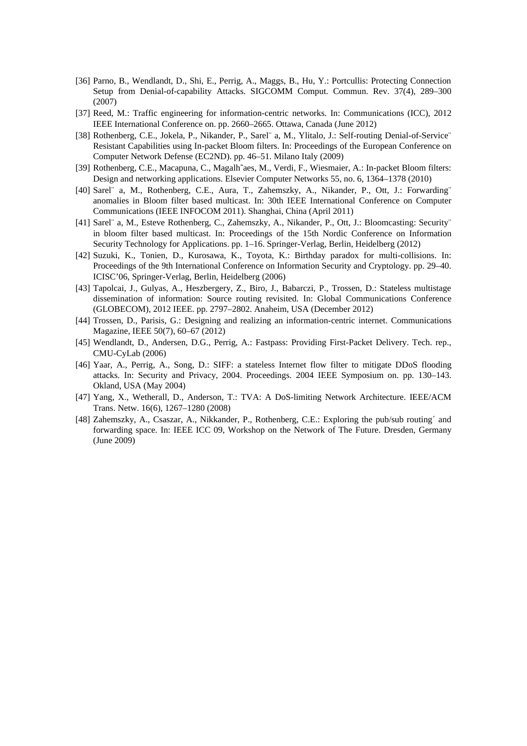[36] Parno, B., Wendlandt, D., Shi, E., Perrig, A., Maggs, B., Hu, Y.: Portcullis: Protecting Connection Setup from Denial-of-capability Attacks. SIGCOMM Comput. Commun. Rev. 37(4), 289–300 (2007)

[37] Reed, M.: Traffic engineering for information-centric networks. In: Communications (ICC), 2012 IEEE International Conference on. pp. 2660–2665. Ottawa, Canada (June 2012)

[38] Rothenberg, C.E., Jokela, P., Nikander, P., Sarel¨ a, M., Ylitalo, J.: Self-routing Denial-of-Service¨ Resistant Capabilities using In-packet Bloom filters. In: Proceedings of the European Conference on Computer Network Defense (EC2ND). pp. 46–51. Milano Italy (2009)

[39] Rothenberg, C.E., Macapuna, C., Magalh˜aes, M., Verdi, F., Wiesmaier, A.: In-packet Bloom filters: Design and networking applications. Elsevier Computer Networks 55, no. 6, 1364–1378 (2010)

[40] Sarel¨ a, M., Rothenberg, C.E., Aura, T., Zahemszky, A., Nikander, P., Ott, J.: Forwarding¨ anomalies in Bloom filter based multicast. In: 30th IEEE International Conference on Computer Communications (IEEE INFOCOM 2011). Shanghai, China (April 2011)

[41] Sarel¨ a, M., Esteve Rothenberg, C., Zahemszky, A., Nikander, P., Ott, J.: Bloomcasting: Security¨ in bloom filter based multicast. In: Proceedings of the 15th Nordic Conference on Information Security Technology for Applications. pp. 1–16. Springer-Verlag, Berlin, Heidelberg (2012)

[42] Suzuki, K., Tonien, D., Kurosawa, K., Toyota, K.: Birthday paradox for multi-collisions. In: Proceedings of the 9th International Conference on Information Security and Cryptology. pp. 29–40. ICISC'06, Springer-Verlag, Berlin, Heidelberg (2006)

[43] Tapolcai, J., Gulyas, A., Heszbergery, Z., Biro, J., Babarczi, P., Trossen, D.: Stateless multistage dissemination of information: Source routing revisited. In: Global Communications Conference (GLOBECOM), 2012 IEEE. pp. 2797–2802. Anaheim, USA (December 2012)

[44] Trossen, D., Parisis, G.: Designing and realizing an information-centric internet. Communications Magazine, IEEE 50(7), 60–67 (2012)

[45] Wendlandt, D., Andersen, D.G., Perrig, A.: Fastpass: Providing First-Packet Delivery. Tech. rep., CMU-CyLab (2006)

[46] Yaar, A., Perrig, A., Song, D.: SIFF: a stateless Internet flow filter to mitigate DDoS flooding attacks. In: Security and Privacy, 2004. Proceedings. 2004 IEEE Symposium on. pp. 130–143. Okland, USA (May 2004)

[47] Yang, X., Wetherall, D., Anderson, T.: TVA: A DoS-limiting Network Architecture. IEEE/ACM Trans. Netw. 16(6), 1267–1280 (2008)

[48] Zahemszky, A., Csaszar, A., Nikkander, P., Rothenberg, C.E.: Exploring the pub/sub routing´ and forwarding space. In: IEEE ICC 09, Workshop on the Network of The Future. Dresden, Germany (June 2009)